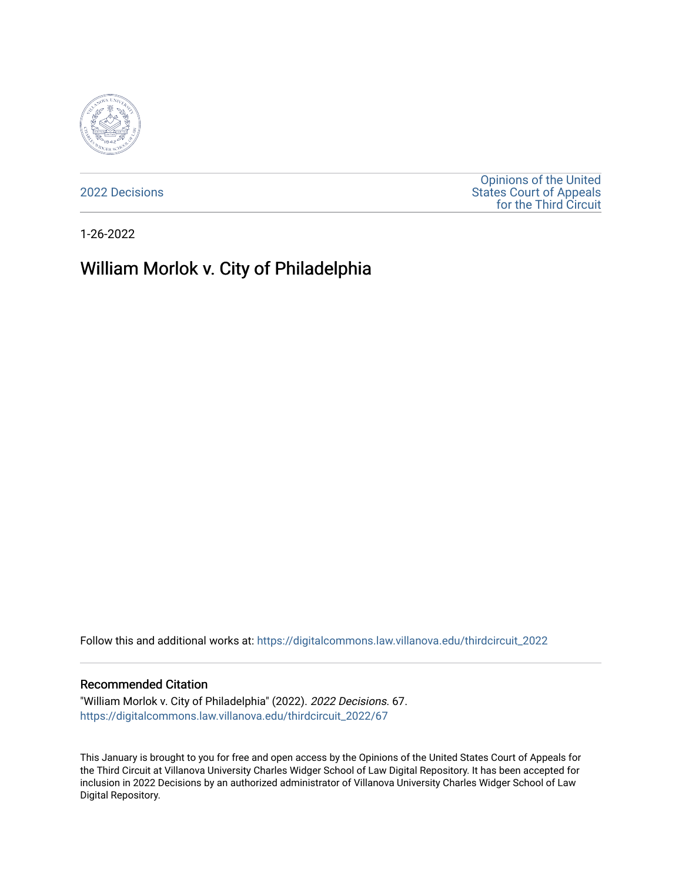2022 Decisions

Opinions of the United States Court of Appeals for the Third Circuit

1-26-2022

# William Morlok v. City of Philadelphia

Follow this and additional works at: https://digitalcommons.law.villanova.edu/thirdcircuit_2022

## Recommended Citation

"William Morlok v. City of Philadelphia" (2022). *2022 Decisions*. 67.
https://digitalcommons.law.villanova.edu/thirdcircuit_2022/67

This January is brought to you for free and open access by the Opinions of the United States Court of Appeals for the Third Circuit at Villanova University Charles Widger School of Law Digital Repository. It has been accepted for inclusion in 2022 Decisions by an authorized administrator of Villanova University Charles Widger School of Law Digital Repository.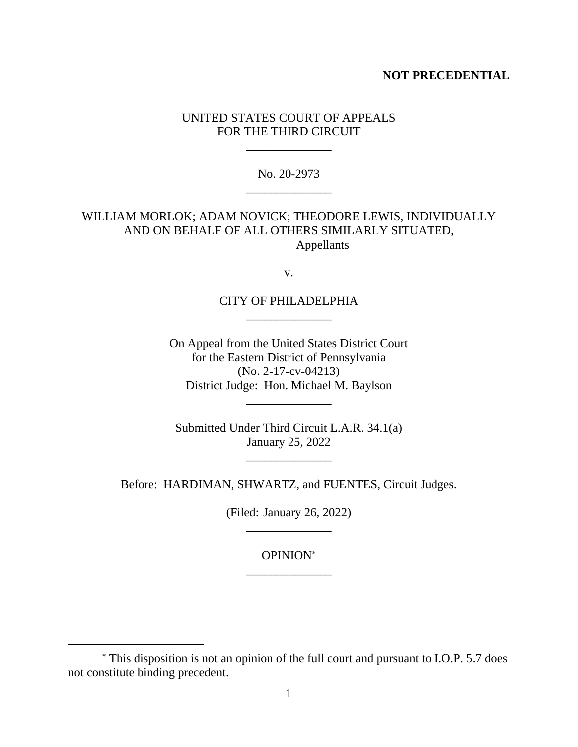**NOT PRECEDENTIAL**

UNITED STATES COURT OF APPEALS
FOR THE THIRD CIRCUIT

\_\_\_\_\_\_\_\_\_\_\_\_\_\_

No. 20-2973

\_\_\_\_\_\_\_\_\_\_\_\_\_\_

WILLIAM MORLOK; ADAM NOVICK; THEODORE LEWIS, INDIVIDUALLY AND ON BEHALF OF ALL OTHERS SIMILARLY SITUATED,
Appellants

v.

CITY OF PHILADELPHIA

\_\_\_\_\_\_\_\_\_\_\_\_\_\_

On Appeal from the United States District Court
for the Eastern District of Pennsylvania
(No. 2-17-cv-04213)
District Judge: Hon. Michael M. Baylson

\_\_\_\_\_\_\_\_\_\_\_\_\_\_

Submitted Under Third Circuit L.A.R. 34.1(a)
January 25, 2022

\_\_\_\_\_\_\_\_\_\_\_\_\_\_

Before: HARDIMAN, SHWARTZ, and FUENTES, Circuit Judges.

(Filed: January 26, 2022)

\_\_\_\_\_\_\_\_\_\_\_\_\_\_

OPINION*

\_\_\_\_\_\_\_\_\_\_\_\_\_\_

\* This disposition is not an opinion of the full court and pursuant to I.O.P. 5.7 does not constitute binding precedent.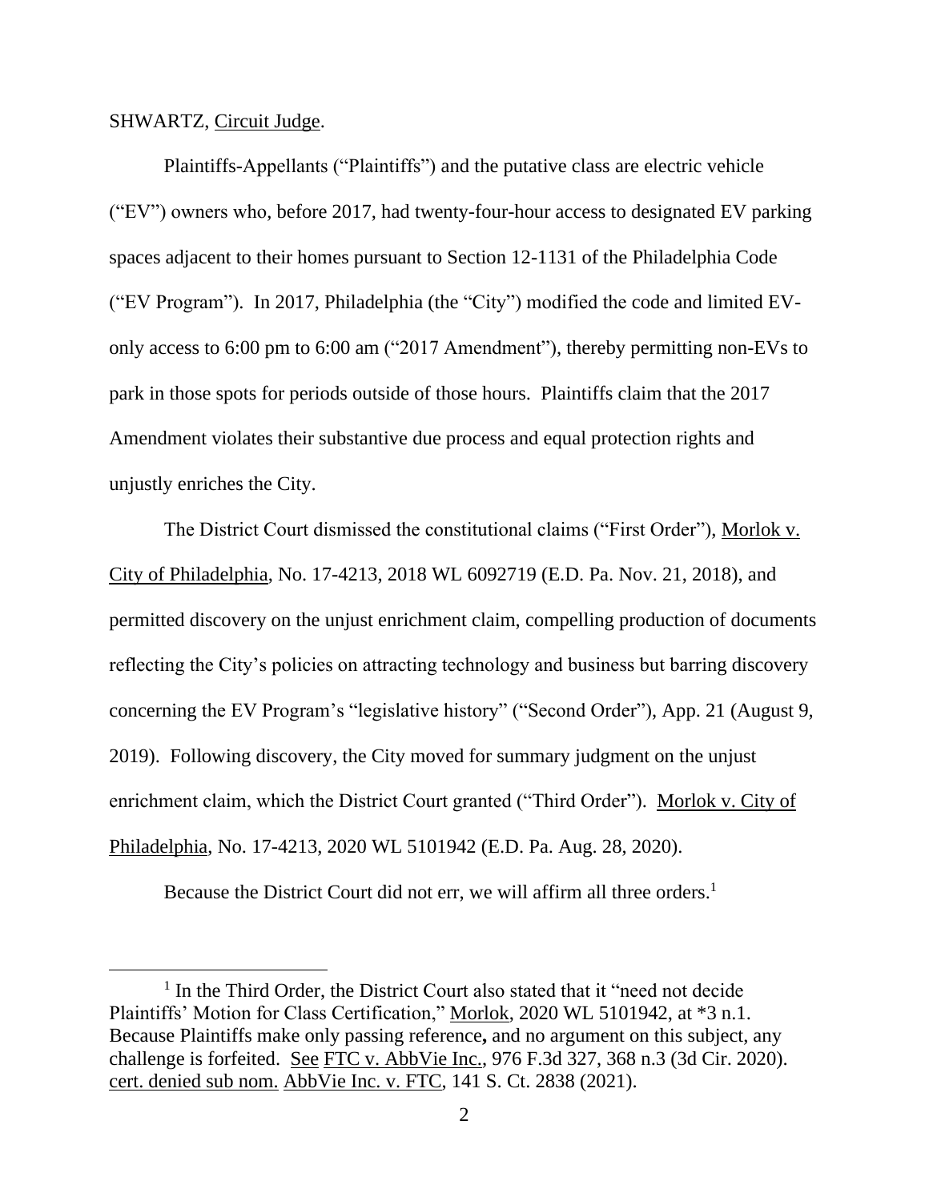SHWARTZ, Circuit Judge.

Plaintiffs-Appellants ("Plaintiffs") and the putative class are electric vehicle ("EV") owners who, before 2017, had twenty-four-hour access to designated EV parking spaces adjacent to their homes pursuant to Section 12-1131 of the Philadelphia Code ("EV Program"). In 2017, Philadelphia (the "City") modified the code and limited EV-only access to 6:00 pm to 6:00 am ("2017 Amendment"), thereby permitting non-EVs to park in those spots for periods outside of those hours. Plaintiffs claim that the 2017 Amendment violates their substantive due process and equal protection rights and unjustly enriches the City.

The District Court dismissed the constitutional claims ("First Order"), Morlok v. City of Philadelphia, No. 17-4213, 2018 WL 6092719 (E.D. Pa. Nov. 21, 2018), and permitted discovery on the unjust enrichment claim, compelling production of documents reflecting the City's policies on attracting technology and business but barring discovery concerning the EV Program's "legislative history" ("Second Order"), App. 21 (August 9, 2019). Following discovery, the City moved for summary judgment on the unjust enrichment claim, which the District Court granted ("Third Order"). Morlok v. City of Philadelphia, No. 17-4213, 2020 WL 5101942 (E.D. Pa. Aug. 28, 2020).

Because the District Court did not err, we will affirm all three orders.[1]

[1] In the Third Order, the District Court also stated that it "need not decide Plaintiffs' Motion for Class Certification," Morlok, 2020 WL 5101942, at *3 n.1. Because Plaintiffs make only passing reference**,** and no argument on this subject, any challenge is forfeited. See FTC v. AbbVie Inc., 976 F.3d 327, 368 n.3 (3d Cir. 2020). cert. denied sub nom. AbbVie Inc. v. FTC, 141 S. Ct. 2838 (2021).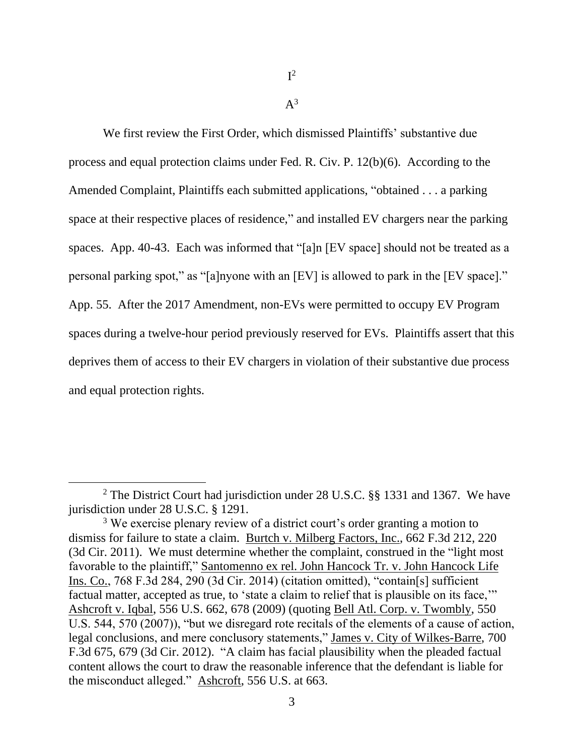# I[2]

## A[3]

We first review the First Order, which dismissed Plaintiffs' substantive due process and equal protection claims under Fed. R. Civ. P. 12(b)(6). According to the Amended Complaint, Plaintiffs each submitted applications, "obtained . . . a parking space at their respective places of residence," and installed EV chargers near the parking spaces. App. 40-43. Each was informed that "[a]n [EV space] should not be treated as a personal parking spot," as "[a]nyone with an [EV] is allowed to park in the [EV space]." App. 55. After the 2017 Amendment, non-EVs were permitted to occupy EV Program spaces during a twelve-hour period previously reserved for EVs. Plaintiffs assert that this deprives them of access to their EV chargers in violation of their substantive due process and equal protection rights.

---

[2] The District Court had jurisdiction under 28 U.S.C. §§ 1331 and 1367. We have jurisdiction under 28 U.S.C. § 1291.

[3] We exercise plenary review of a district court's order granting a motion to dismiss for failure to state a claim. Burtch v. Milberg Factors, Inc., 662 F.3d 212, 220 (3d Cir. 2011). We must determine whether the complaint, construed in the "light most favorable to the plaintiff," Santomenno ex rel. John Hancock Tr. v. John Hancock Life Ins. Co., 768 F.3d 284, 290 (3d Cir. 2014) (citation omitted), "contain[s] sufficient factual matter, accepted as true, to 'state a claim to relief that is plausible on its face,'" Ashcroft v. Iqbal, 556 U.S. 662, 678 (2009) (quoting Bell Atl. Corp. v. Twombly, 550 U.S. 544, 570 (2007)), "but we disregard rote recitals of the elements of a cause of action, legal conclusions, and mere conclusory statements," James v. City of Wilkes-Barre, 700 F.3d 675, 679 (3d Cir. 2012). "A claim has facial plausibility when the pleaded factual content allows the court to draw the reasonable inference that the defendant is liable for the misconduct alleged." Ashcroft, 556 U.S. at 663.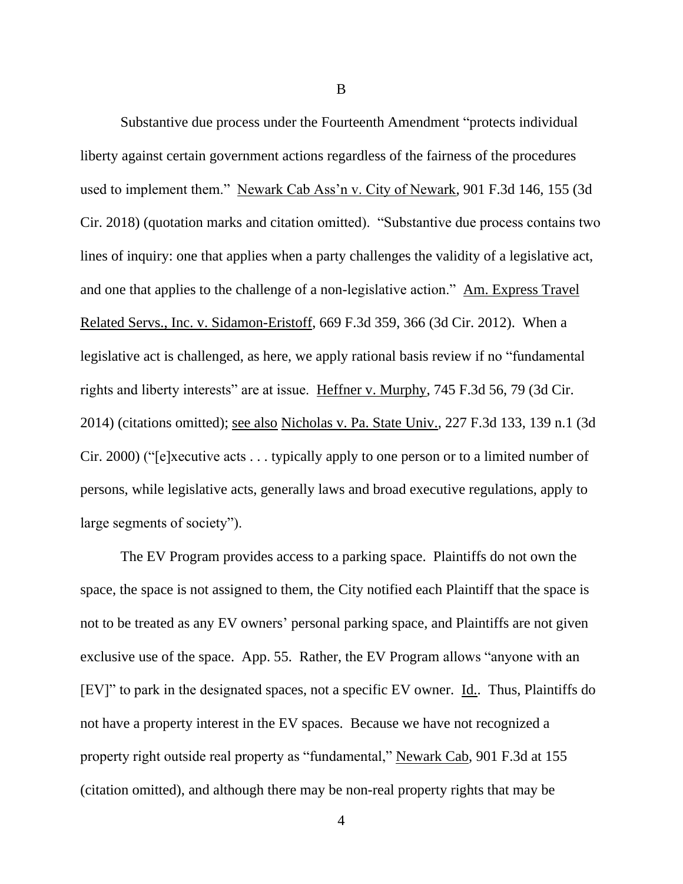B

Substantive due process under the Fourteenth Amendment "protects individual liberty against certain government actions regardless of the fairness of the procedures used to implement them." Newark Cab Ass'n v. City of Newark, 901 F.3d 146, 155 (3d Cir. 2018) (quotation marks and citation omitted). "Substantive due process contains two lines of inquiry: one that applies when a party challenges the validity of a legislative act, and one that applies to the challenge of a non-legislative action." Am. Express Travel Related Servs., Inc. v. Sidamon-Eristoff, 669 F.3d 359, 366 (3d Cir. 2012). When a legislative act is challenged, as here, we apply rational basis review if no "fundamental rights and liberty interests" are at issue. Heffner v. Murphy, 745 F.3d 56, 79 (3d Cir. 2014) (citations omitted); see also Nicholas v. Pa. State Univ., 227 F.3d 133, 139 n.1 (3d Cir. 2000) ("[e]xecutive acts . . . typically apply to one person or to a limited number of persons, while legislative acts, generally laws and broad executive regulations, apply to large segments of society").

The EV Program provides access to a parking space. Plaintiffs do not own the space, the space is not assigned to them, the City notified each Plaintiff that the space is not to be treated as any EV owners' personal parking space, and Plaintiffs are not given exclusive use of the space. App. 55. Rather, the EV Program allows "anyone with an [EV]" to park in the designated spaces, not a specific EV owner. Id.. Thus, Plaintiffs do not have a property interest in the EV spaces. Because we have not recognized a property right outside real property as "fundamental," Newark Cab, 901 F.3d at 155 (citation omitted), and although there may be non-real property rights that may be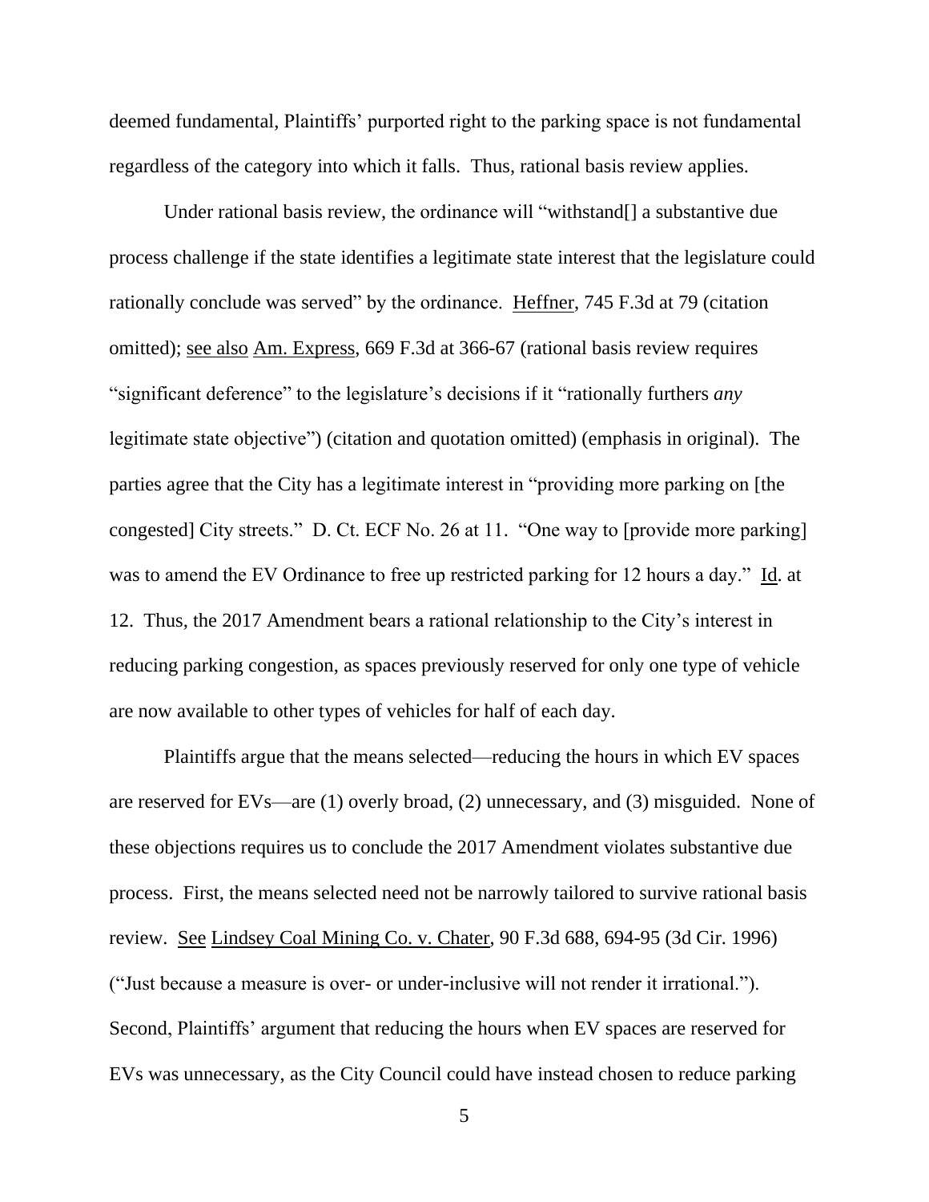deemed fundamental, Plaintiffs' purported right to the parking space is not fundamental regardless of the category into which it falls. Thus, rational basis review applies.

Under rational basis review, the ordinance will "withstand[] a substantive due process challenge if the state identifies a legitimate state interest that the legislature could rationally conclude was served" by the ordinance. Heffner, 745 F.3d at 79 (citation omitted); see also Am. Express, 669 F.3d at 366-67 (rational basis review requires "significant deference" to the legislature's decisions if it "rationally furthers *any* legitimate state objective") (citation and quotation omitted) (emphasis in original). The parties agree that the City has a legitimate interest in "providing more parking on [the congested] City streets." D. Ct. ECF No. 26 at 11. "One way to [provide more parking] was to amend the EV Ordinance to free up restricted parking for 12 hours a day." Id. at 12. Thus, the 2017 Amendment bears a rational relationship to the City's interest in reducing parking congestion, as spaces previously reserved for only one type of vehicle are now available to other types of vehicles for half of each day.

Plaintiffs argue that the means selected—reducing the hours in which EV spaces are reserved for EVs—are (1) overly broad, (2) unnecessary, and (3) misguided. None of these objections requires us to conclude the 2017 Amendment violates substantive due process. First, the means selected need not be narrowly tailored to survive rational basis review. See Lindsey Coal Mining Co. v. Chater, 90 F.3d 688, 694-95 (3d Cir. 1996) ("Just because a measure is over- or under-inclusive will not render it irrational."). Second, Plaintiffs' argument that reducing the hours when EV spaces are reserved for EVs was unnecessary, as the City Council could have instead chosen to reduce parking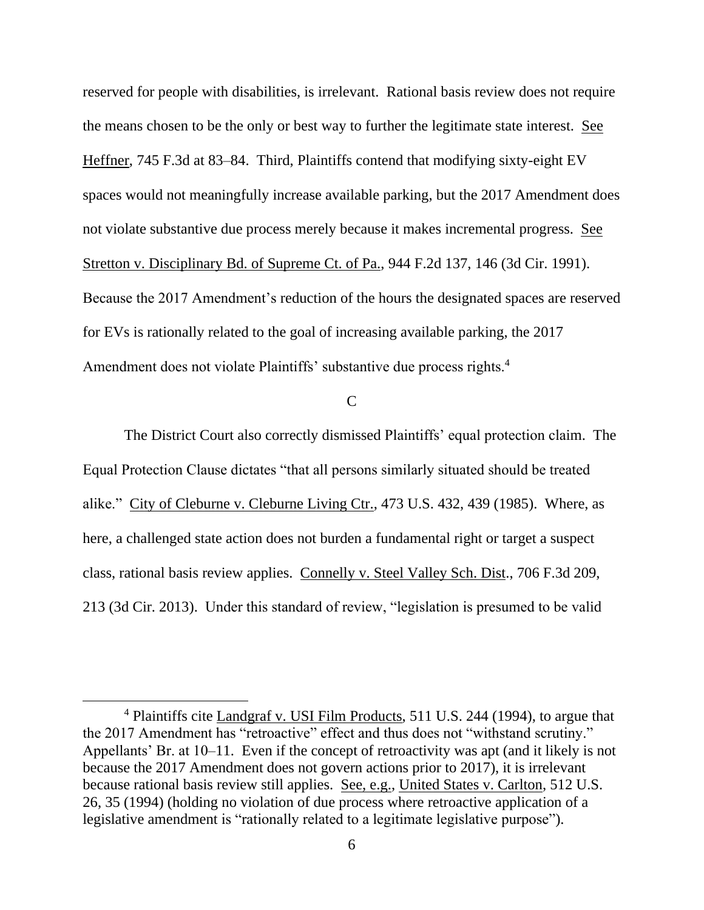reserved for people with disabilities, is irrelevant. Rational basis review does not require the means chosen to be the only or best way to further the legitimate state interest. See Heffner, 745 F.3d at 83–84. Third, Plaintiffs contend that modifying sixty-eight EV spaces would not meaningfully increase available parking, but the 2017 Amendment does not violate substantive due process merely because it makes incremental progress. See Stretton v. Disciplinary Bd. of Supreme Ct. of Pa., 944 F.2d 137, 146 (3d Cir. 1991). Because the 2017 Amendment's reduction of the hours the designated spaces are reserved for EVs is rationally related to the goal of increasing available parking, the 2017 Amendment does not violate Plaintiffs' substantive due process rights.[4]

C

The District Court also correctly dismissed Plaintiffs' equal protection claim. The Equal Protection Clause dictates "that all persons similarly situated should be treated alike." City of Cleburne v. Cleburne Living Ctr., 473 U.S. 432, 439 (1985). Where, as here, a challenged state action does not burden a fundamental right or target a suspect class, rational basis review applies. Connelly v. Steel Valley Sch. Dist., 706 F.3d 209, 213 (3d Cir. 2013). Under this standard of review, "legislation is presumed to be valid

[4] Plaintiffs cite Landgraf v. USI Film Products, 511 U.S. 244 (1994), to argue that the 2017 Amendment has "retroactive" effect and thus does not "withstand scrutiny." Appellants' Br. at 10–11. Even if the concept of retroactivity was apt (and it likely is not because the 2017 Amendment does not govern actions prior to 2017), it is irrelevant because rational basis review still applies. See, e.g., United States v. Carlton, 512 U.S. 26, 35 (1994) (holding no violation of due process where retroactive application of a legislative amendment is "rationally related to a legitimate legislative purpose").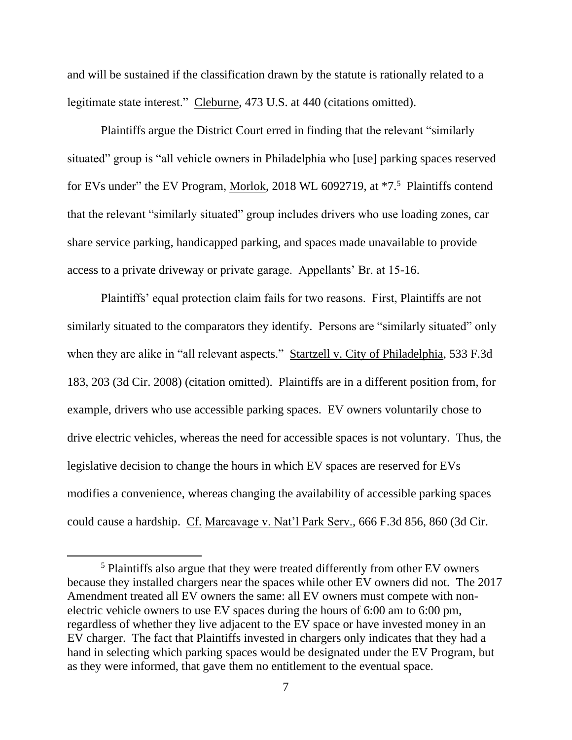and will be sustained if the classification drawn by the statute is rationally related to a legitimate state interest." Cleburne, 473 U.S. at 440 (citations omitted).

Plaintiffs argue the District Court erred in finding that the relevant "similarly situated" group is "all vehicle owners in Philadelphia who [use] parking spaces reserved for EVs under" the EV Program, Morlok, 2018 WL 6092719, at *7.[5] Plaintiffs contend that the relevant "similarly situated" group includes drivers who use loading zones, car share service parking, handicapped parking, and spaces made unavailable to provide access to a private driveway or private garage. Appellants' Br. at 15-16.

Plaintiffs' equal protection claim fails for two reasons. First, Plaintiffs are not similarly situated to the comparators they identify. Persons are "similarly situated" only when they are alike in "all relevant aspects." Startzell v. City of Philadelphia, 533 F.3d 183, 203 (3d Cir. 2008) (citation omitted). Plaintiffs are in a different position from, for example, drivers who use accessible parking spaces. EV owners voluntarily chose to drive electric vehicles, whereas the need for accessible spaces is not voluntary. Thus, the legislative decision to change the hours in which EV spaces are reserved for EVs modifies a convenience, whereas changing the availability of accessible parking spaces could cause a hardship. Cf. Marcavage v. Nat'l Park Serv., 666 F.3d 856, 860 (3d Cir.

[5] Plaintiffs also argue that they were treated differently from other EV owners because they installed chargers near the spaces while other EV owners did not. The 2017 Amendment treated all EV owners the same: all EV owners must compete with non-electric vehicle owners to use EV spaces during the hours of 6:00 am to 6:00 pm, regardless of whether they live adjacent to the EV space or have invested money in an EV charger. The fact that Plaintiffs invested in chargers only indicates that they had a hand in selecting which parking spaces would be designated under the EV Program, but as they were informed, that gave them no entitlement to the eventual space.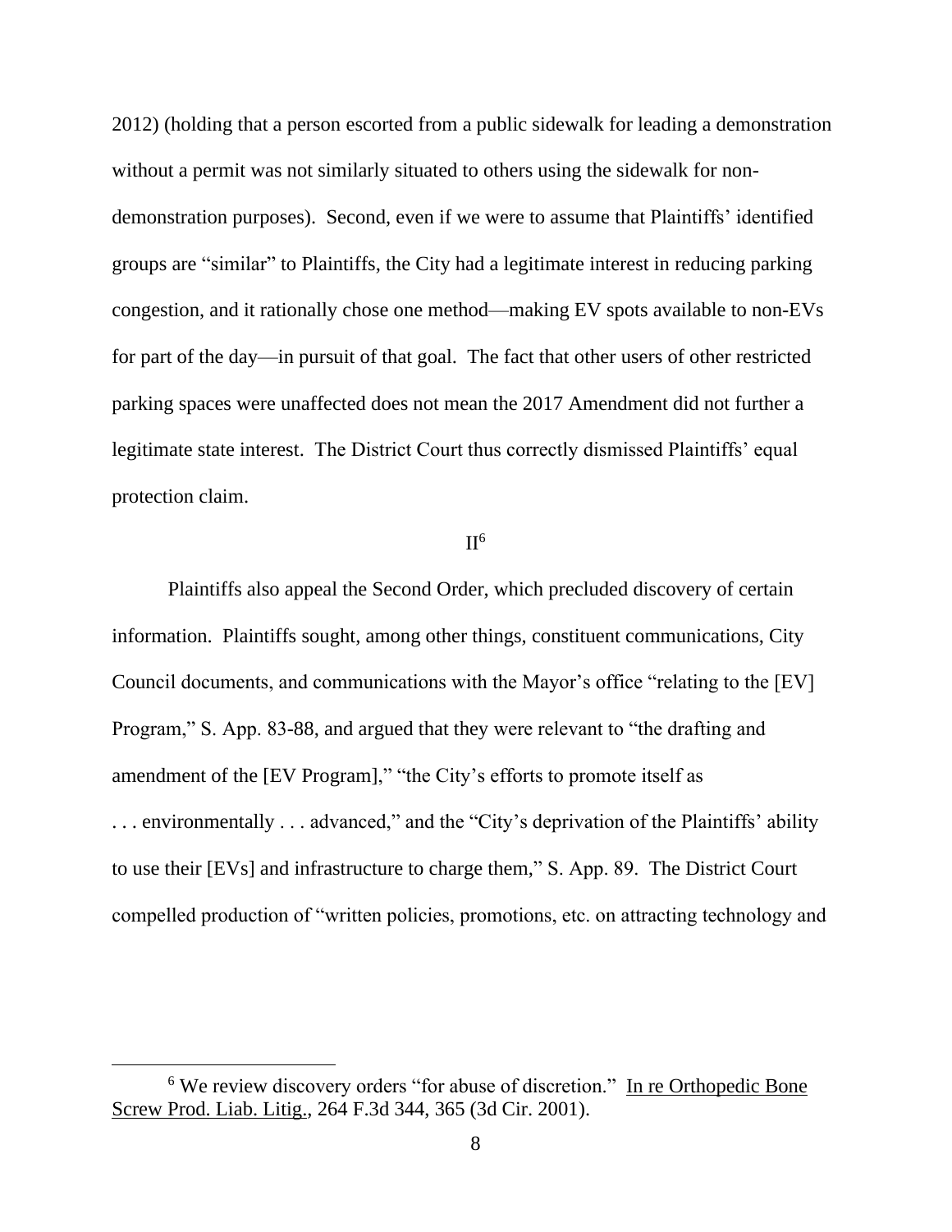2012) (holding that a person escorted from a public sidewalk for leading a demonstration without a permit was not similarly situated to others using the sidewalk for non-demonstration purposes). Second, even if we were to assume that Plaintiffs' identified groups are "similar" to Plaintiffs, the City had a legitimate interest in reducing parking congestion, and it rationally chose one method—making EV spots available to non-EVs for part of the day—in pursuit of that goal. The fact that other users of other restricted parking spaces were unaffected does not mean the 2017 Amendment did not further a legitimate state interest. The District Court thus correctly dismissed Plaintiffs' equal protection claim.

## II[6]

Plaintiffs also appeal the Second Order, which precluded discovery of certain information. Plaintiffs sought, among other things, constituent communications, City Council documents, and communications with the Mayor's office "relating to the [EV] Program," S. App. 83-88, and argued that they were relevant to "the drafting and amendment of the [EV Program]," "the City's efforts to promote itself as . . . environmentally . . . advanced," and the "City's deprivation of the Plaintiffs' ability to use their [EVs] and infrastructure to charge them," S. App. 89. The District Court compelled production of "written policies, promotions, etc. on attracting technology and

---

[6] We review discovery orders "for abuse of discretion." In re Orthopedic Bone Screw Prod. Liab. Litig., 264 F.3d 344, 365 (3d Cir. 2001).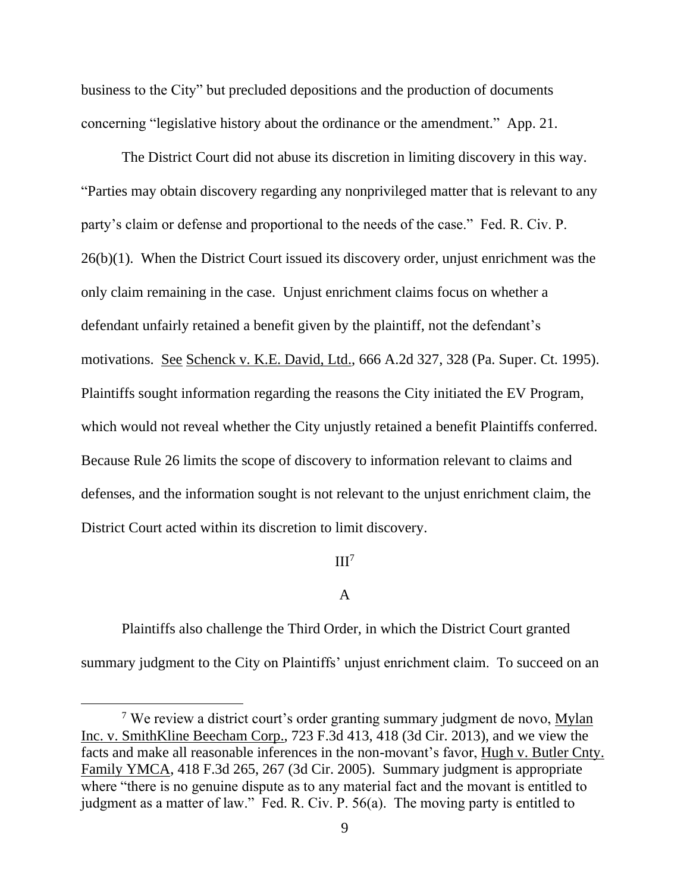business to the City" but precluded depositions and the production of documents concerning "legislative history about the ordinance or the amendment." App. 21.

The District Court did not abuse its discretion in limiting discovery in this way. "Parties may obtain discovery regarding any nonprivileged matter that is relevant to any party's claim or defense and proportional to the needs of the case." Fed. R. Civ. P. 26(b)(1). When the District Court issued its discovery order, unjust enrichment was the only claim remaining in the case. Unjust enrichment claims focus on whether a defendant unfairly retained a benefit given by the plaintiff, not the defendant's motivations. See Schenck v. K.E. David, Ltd., 666 A.2d 327, 328 (Pa. Super. Ct. 1995). Plaintiffs sought information regarding the reasons the City initiated the EV Program, which would not reveal whether the City unjustly retained a benefit Plaintiffs conferred. Because Rule 26 limits the scope of discovery to information relevant to claims and defenses, and the information sought is not relevant to the unjust enrichment claim, the District Court acted within its discretion to limit discovery.

## III[7]

### A

Plaintiffs also challenge the Third Order, in which the District Court granted summary judgment to the City on Plaintiffs' unjust enrichment claim. To succeed on an

---

[7] We review a district court's order granting summary judgment de novo, Mylan Inc. v. SmithKline Beecham Corp., 723 F.3d 413, 418 (3d Cir. 2013), and we view the facts and make all reasonable inferences in the non-movant's favor, Hugh v. Butler Cnty. Family YMCA, 418 F.3d 265, 267 (3d Cir. 2005). Summary judgment is appropriate where "there is no genuine dispute as to any material fact and the movant is entitled to judgment as a matter of law." Fed. R. Civ. P. 56(a). The moving party is entitled to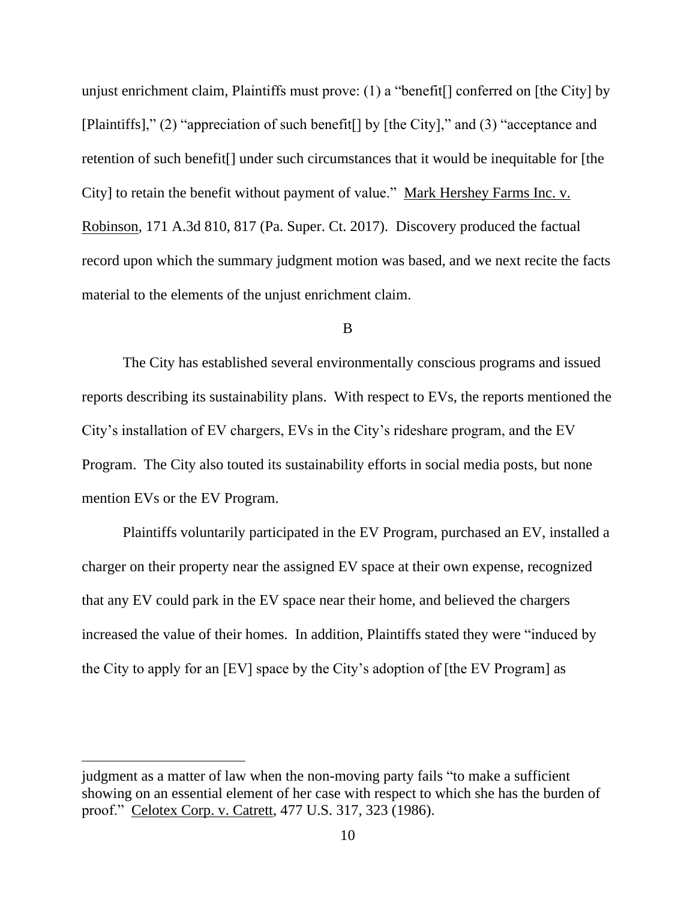unjust enrichment claim, Plaintiffs must prove: (1) a "benefit[] conferred on [the City] by [Plaintiffs]," (2) "appreciation of such benefit[] by [the City]," and (3) "acceptance and retention of such benefit[] under such circumstances that it would be inequitable for [the City] to retain the benefit without payment of value." Mark Hershey Farms Inc. v. Robinson, 171 A.3d 810, 817 (Pa. Super. Ct. 2017). Discovery produced the factual record upon which the summary judgment motion was based, and we next recite the facts material to the elements of the unjust enrichment claim.

B

The City has established several environmentally conscious programs and issued reports describing its sustainability plans. With respect to EVs, the reports mentioned the City's installation of EV chargers, EVs in the City's rideshare program, and the EV Program. The City also touted its sustainability efforts in social media posts, but none mention EVs or the EV Program.

Plaintiffs voluntarily participated in the EV Program, purchased an EV, installed a charger on their property near the assigned EV space at their own expense, recognized that any EV could park in the EV space near their home, and believed the chargers increased the value of their homes. In addition, Plaintiffs stated they were "induced by the City to apply for an [EV] space by the City's adoption of [the EV Program] as

---

judgment as a matter of law when the non-moving party fails "to make a sufficient showing on an essential element of her case with respect to which she has the burden of proof." Celotex Corp. v. Catrett, 477 U.S. 317, 323 (1986).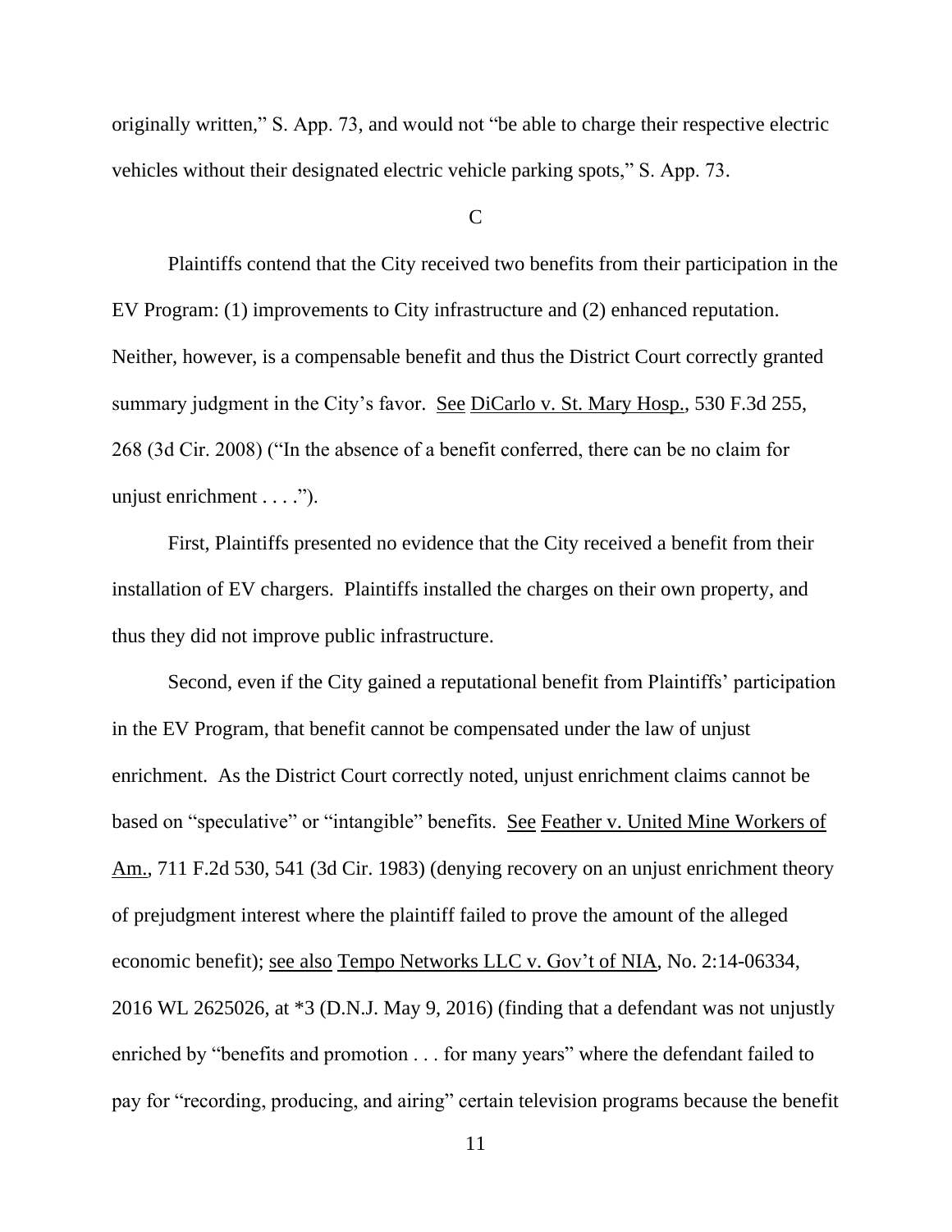originally written," S. App. 73, and would not "be able to charge their respective electric vehicles without their designated electric vehicle parking spots," S. App. 73.

C

Plaintiffs contend that the City received two benefits from their participation in the EV Program: (1) improvements to City infrastructure and (2) enhanced reputation. Neither, however, is a compensable benefit and thus the District Court correctly granted summary judgment in the City's favor. See DiCarlo v. St. Mary Hosp., 530 F.3d 255, 268 (3d Cir. 2008) ("In the absence of a benefit conferred, there can be no claim for unjust enrichment . . . .").

First, Plaintiffs presented no evidence that the City received a benefit from their installation of EV chargers. Plaintiffs installed the charges on their own property, and thus they did not improve public infrastructure.

Second, even if the City gained a reputational benefit from Plaintiffs' participation in the EV Program, that benefit cannot be compensated under the law of unjust enrichment. As the District Court correctly noted, unjust enrichment claims cannot be based on "speculative" or "intangible" benefits. See Feather v. United Mine Workers of Am., 711 F.2d 530, 541 (3d Cir. 1983) (denying recovery on an unjust enrichment theory of prejudgment interest where the plaintiff failed to prove the amount of the alleged economic benefit); see also Tempo Networks LLC v. Gov't of NIA, No. 2:14-06334, 2016 WL 2625026, at *3 (D.N.J. May 9, 2016) (finding that a defendant was not unjustly enriched by "benefits and promotion . . . for many years" where the defendant failed to pay for "recording, producing, and airing" certain television programs because the benefit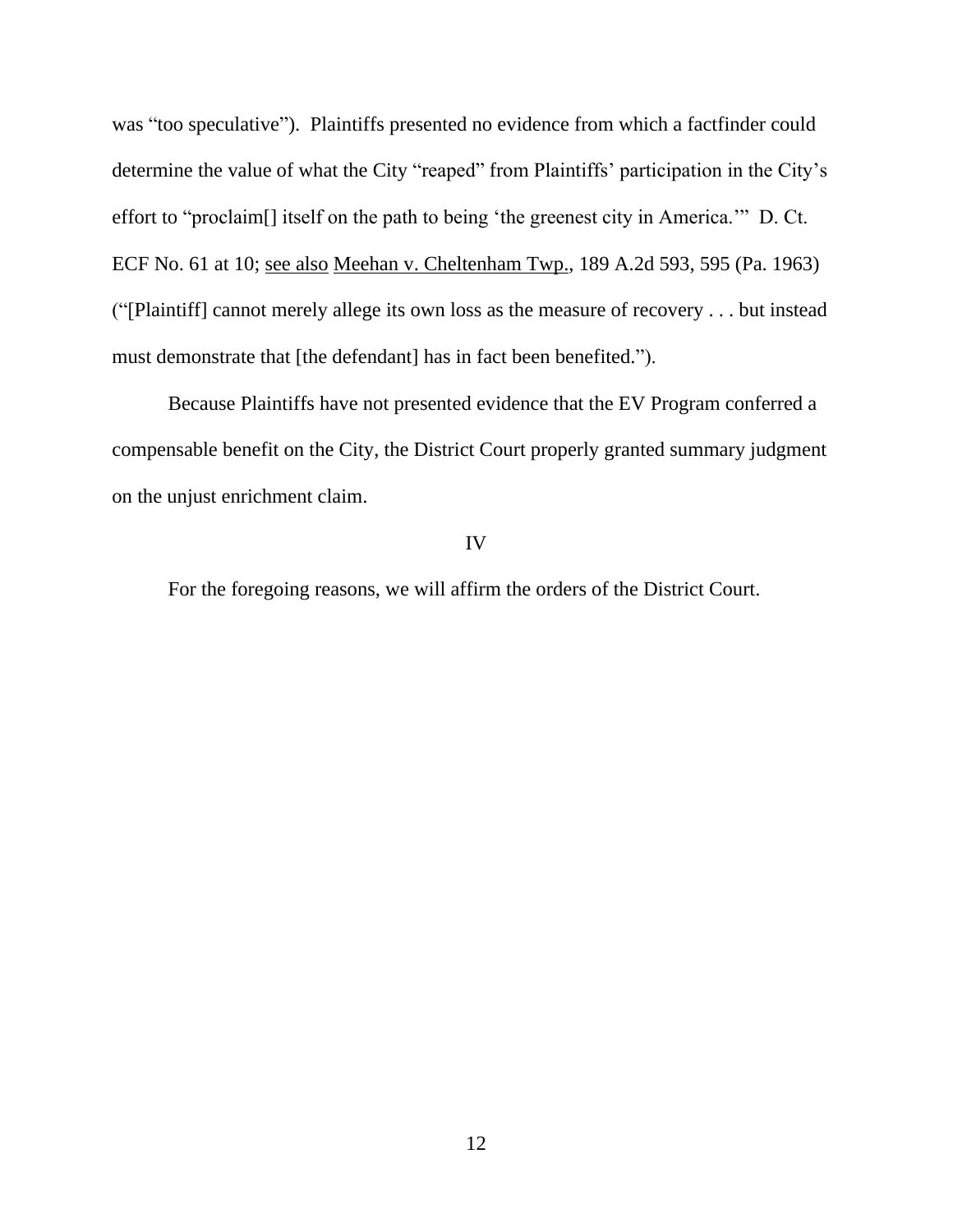was "too speculative"). Plaintiffs presented no evidence from which a factfinder could determine the value of what the City "reaped" from Plaintiffs' participation in the City's effort to "proclaim[] itself on the path to being 'the greenest city in America.'" D. Ct. ECF No. 61 at 10; see also Meehan v. Cheltenham Twp., 189 A.2d 593, 595 (Pa. 1963) ("[Plaintiff] cannot merely allege its own loss as the measure of recovery . . . but instead must demonstrate that [the defendant] has in fact been benefited.").

Because Plaintiffs have not presented evidence that the EV Program conferred a compensable benefit on the City, the District Court properly granted summary judgment on the unjust enrichment claim.

IV

For the foregoing reasons, we will affirm the orders of the District Court.